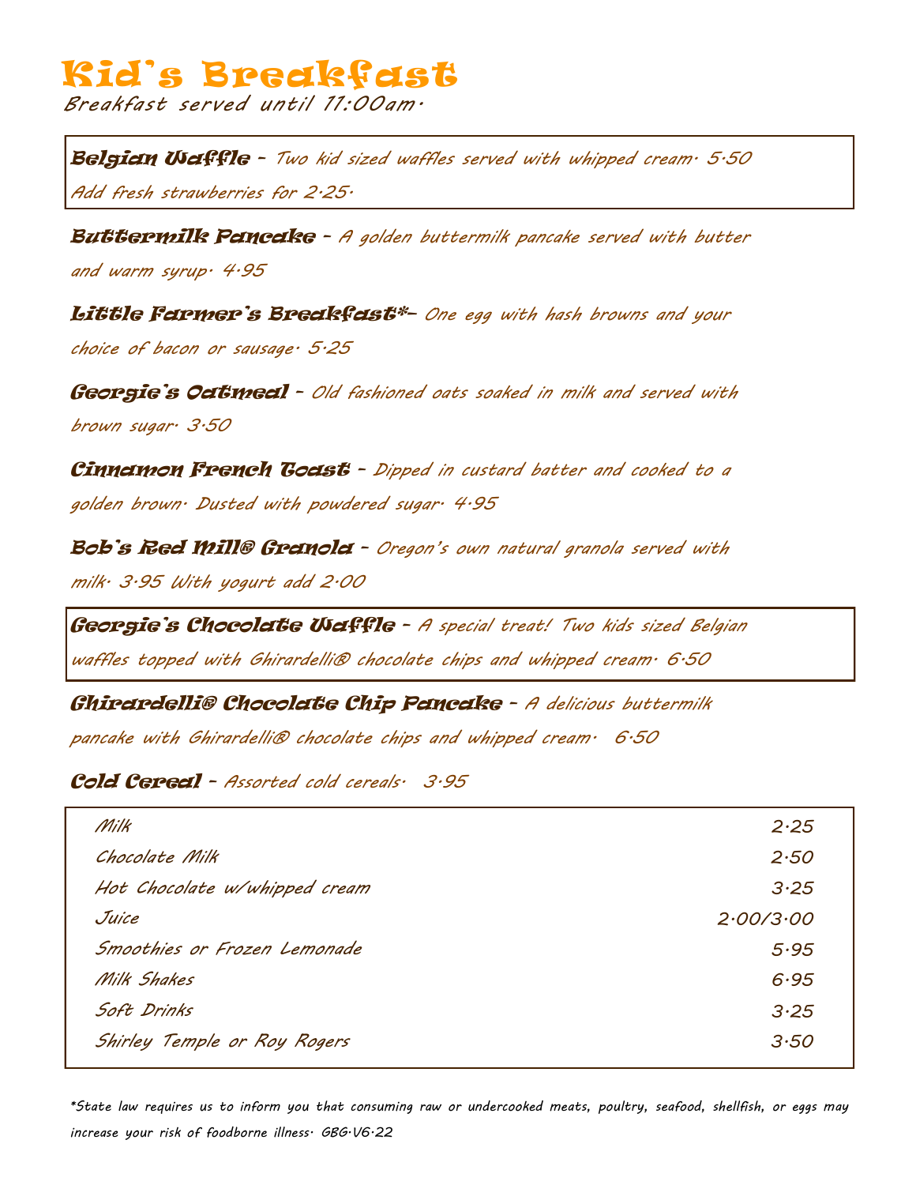# Kid's Breakfast

*Breakfast served until 11:00am.*

**Belgian Waffle** – *Two kid sized waffles served with whipped cream. 5.50*
*Add fresh strawberries for 2.25.*

**Buttermilk Pancake** – *A golden buttermilk pancake served with butter and warm syrup. 4.95*

**Little Farmer's Breakfast***– *One egg with hash browns and your choice of bacon or sausage. 5.25*

**Georgie's Oatmeal** – *Old fashioned oats soaked in milk and served with brown sugar. 3.50*

**Cinnamon French Toast** – *Dipped in custard batter and cooked to a golden brown. Dusted with powdered sugar. 4.95*

**Bob's Red Mill® Granola** – *Oregon's own natural granola served with milk. 3.95 With yogurt add 2.00*

**Georgie's Chocolate Waffle** – *A special treat! Two kids sized Belgian waffles topped with Ghirardelli® chocolate chips and whipped cream. 6.50*

**Ghirardelli® Chocolate Chip Pancake** – *A delicious buttermilk pancake with Ghirardelli® chocolate chips and whipped cream. 6.50*

**Cold Cereal** – *Assorted cold cereals. 3.95*

| | |
|---|---|
| Milk | 2.25 |
| Chocolate Milk | 2.50 |
| Hot Chocolate w/whipped cream | 3.25 |
| Juice | 2.00/3.00 |
| Smoothies or Frozen Lemonade | 5.95 |
| Milk Shakes | 6.95 |
| Soft Drinks | 3.25 |
| Shirley Temple or Roy Rogers | 3.50 |

*State law requires us to inform you that consuming raw or undercooked meats, poultry, seafood, shellfish, or eggs may increase your risk of foodborne illness. GBG.V6.22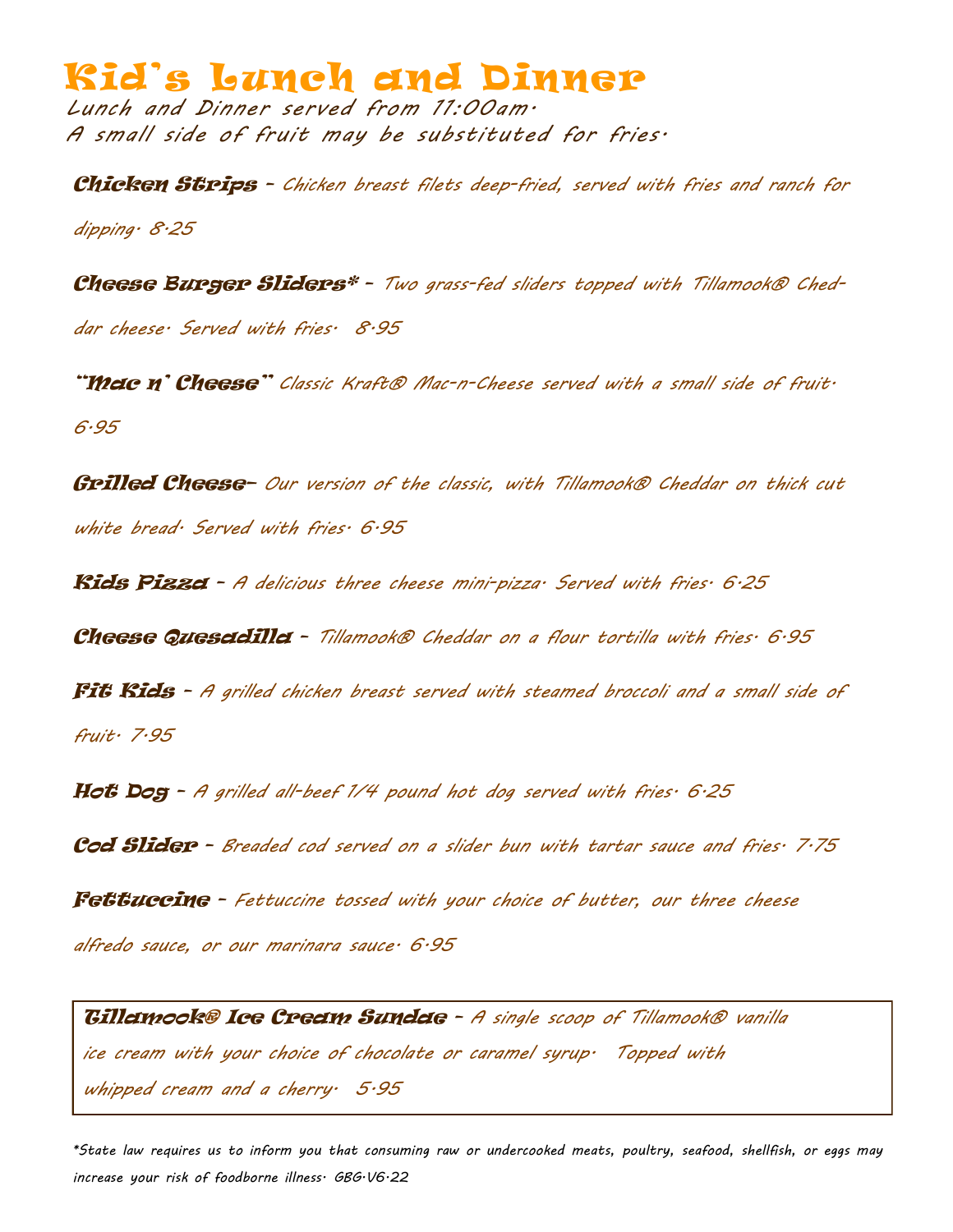# Kid's Lunch and Dinner

*Lunch and Dinner served from 11:00am.*
*A small side of fruit may be substituted for fries.*

**Chicken Strips** - *Chicken breast filets deep-fried, served with fries and ranch for dipping. 8.25*

**Cheese Burger Sliders*** - *Two grass-fed sliders topped with Tillamook® Cheddar cheese. Served with fries. 8.95*

**"Mac n' Cheese"** *Classic Kraft® Mac-n-Cheese served with a small side of fruit. 6.95*

**Grilled Cheese**- *Our version of the classic, with Tillamook® Cheddar on thick cut white bread. Served with fries. 6.95*

**Kids Pizza** - *A delicious three cheese mini-pizza. Served with fries. 6.25*

**Cheese Quesadilla** - *Tillamook® Cheddar on a flour tortilla with fries. 6.95*

**Fit Kids** - *A grilled chicken breast served with steamed broccoli and a small side of fruit. 7.95*

**Hot Dog** - *A grilled all-beef 1/4 pound hot dog served with fries. 6.25*

**Cod Slider** - *Breaded cod served on a slider bun with tartar sauce and fries. 7.75*

**Fettuccine** - *Fettuccine tossed with your choice of butter, our three cheese alfredo sauce, or our marinara sauce. 6.95*

**Tillamook® Ice Cream Sundae** - *A single scoop of Tillamook® vanilla ice cream with your choice of chocolate or caramel syrup. Topped with whipped cream and a cherry. 5.95*

*State law requires us to inform you that consuming raw or undercooked meats, poultry, seafood, shellfish, or eggs may increase your risk of foodborne illness. GBG.V6.22